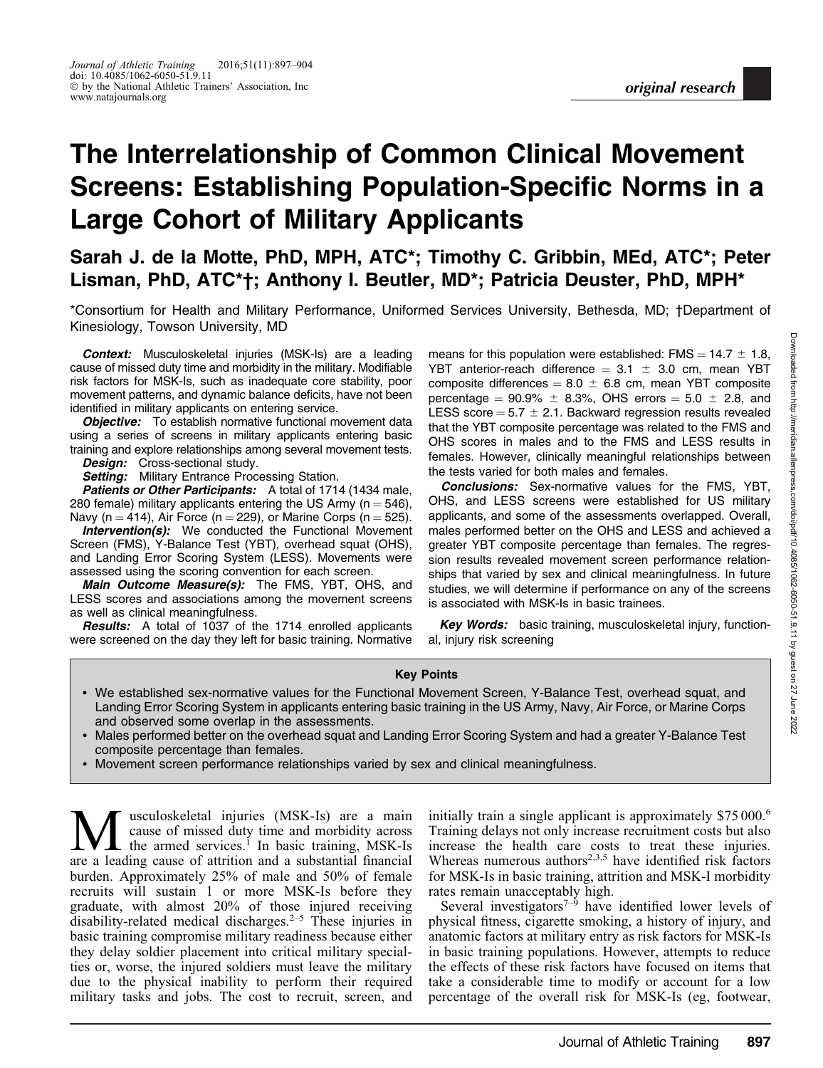original research

# The Interrelationship of Common Clinical Movement Screens: Establishing Population-Specific Norms in a Large Cohort of Military Applicants

**Sarah J. de la Motte, PhD, MPH, ATC*; Timothy C. Gribbin, MEd, ATC*; Peter Lisman, PhD, ATC*†; Anthony I. Beutler, MD*; Patricia Deuster, PhD, MPH***

*Consortium for Health and Military Performance, Uniformed Services University, Bethesda, MD; †Department of Kinesiology, Towson University, MD

***Context:*** Musculoskeletal injuries (MSK-Is) are a leading cause of missed duty time and morbidity in the military. Modifiable risk factors for MSK-Is, such as inadequate core stability, poor movement patterns, and dynamic balance deficits, have not been identified in military applicants on entering service.

***Objective:*** To establish normative functional movement data using a series of screens in military applicants entering basic training and explore relationships among several movement tests.

***Design:*** Cross-sectional study.

***Setting:*** Military Entrance Processing Station.

***Patients or Other Participants:*** A total of 1714 (1434 male, 280 female) military applicants entering the US Army (n = 546), Navy (n = 414), Air Force (n = 229), or Marine Corps (n = 525).

***Intervention(s):*** We conducted the Functional Movement Screen (FMS), Y-Balance Test (YBT), overhead squat (OHS), and Landing Error Scoring System (LESS). Movements were assessed using the scoring convention for each screen.

***Main Outcome Measure(s):*** The FMS, YBT, OHS, and LESS scores and associations among the movement screens as well as clinical meaningfulness.

***Results:*** A total of 1037 of the 1714 enrolled applicants were screened on the day they left for basic training. Normative means for this population were established: FMS = 14.7 ± 1.8, YBT anterior-reach difference = 3.1 ± 3.0 cm, mean YBT composite differences = 8.0 ± 6.8 cm, mean YBT composite percentage = 90.9% ± 8.3%, OHS errors = 5.0 ± 2.8, and LESS score = 5.7 ± 2.1. Backward regression results revealed that the YBT composite percentage was related to the FMS and OHS scores in males and to the FMS and LESS results in females. However, clinically meaningful relationships between the tests varied for both males and females.

***Conclusions:*** Sex-normative values for the FMS, YBT, OHS, and LESS screens were established for US military applicants, and some of the assessments overlapped. Overall, males performed better on the OHS and LESS and achieved a greater YBT composite percentage than females. The regression results revealed movement screen performance relationships that varied by sex and clinical meaningfulness. In future studies, we will determine if performance on any of the screens is associated with MSK-Is in basic trainees.

***Key Words:*** basic training, musculoskeletal injury, functional, injury risk screening

**Key Points**

- We established sex-normative values for the Functional Movement Screen, Y-Balance Test, overhead squat, and Landing Error Scoring System in applicants entering basic training in the US Army, Navy, Air Force, or Marine Corps and observed some overlap in the assessments.
- Males performed better on the overhead squat and Landing Error Scoring System and had a greater Y-Balance Test composite percentage than females.
- Movement screen performance relationships varied by sex and clinical meaningfulness.

Musculoskeletal injuries (MSK-Is) are a main cause of missed duty time and morbidity across the armed services.[1] In basic training, MSK-Is are a leading cause of attrition and a substantial financial burden. Approximately 25% of male and 50% of female recruits will sustain 1 or more MSK-Is before they graduate, with almost 20% of those injured receiving disability-related medical discharges.[2–5] These injuries in basic training compromise military readiness because either they delay soldier placement into critical military specialties or, worse, the injured soldiers must leave the military due to the physical inability to perform their required military tasks and jobs. The cost to recruit, screen, and initially train a single applicant is approximately $75 000.[6] Training delays not only increase recruitment costs but also increase the health care costs to treat these injuries. Whereas numerous authors[2,3,5] have identified risk factors for MSK-Is in basic training, attrition and MSK-I morbidity rates remain unacceptably high.

Several investigators[7–9] have identified lower levels of physical fitness, cigarette smoking, a history of injury, and anatomic factors at military entry as risk factors for MSK-Is in basic training populations. However, attempts to reduce the effects of these risk factors have focused on items that take a considerable time to modify or account for a low percentage of the overall risk for MSK-Is (eg, footwear,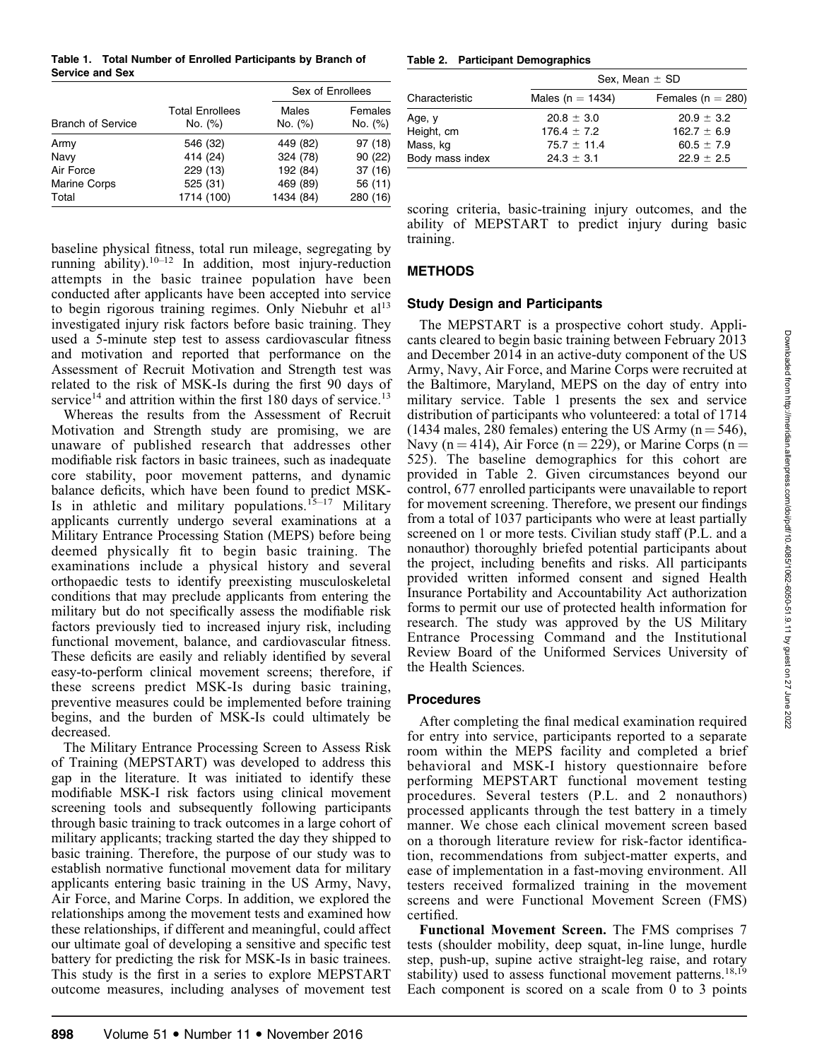**Table 1. Total Number of Enrolled Participants by Branch of Service and Sex**

| Branch of Service | Total Enrollees No. (%) | Sex of Enrollees | |
|---|---|---|---|
| | | Males No. (%) | Females No. (%) |
| Army | 546 (32) | 449 (82) | 97 (18) |
| Navy | 414 (24) | 324 (78) | 90 (22) |
| Air Force | 229 (13) | 192 (84) | 37 (16) |
| Marine Corps | 525 (31) | 469 (89) | 56 (11) |
| Total | 1714 (100) | 1434 (84) | 280 (16) |

baseline physical fitness, total run mileage, segregating by running ability).[10–12] In addition, most injury-reduction attempts in the basic trainee population have been conducted after applicants have been accepted into service to begin rigorous training regimes. Only Niebuhr et al[13] investigated injury risk factors before basic training. They used a 5-minute step test to assess cardiovascular fitness and motivation and reported that performance on the Assessment of Recruit Motivation and Strength test was related to the risk of MSK-Is during the first 90 days of service[14] and attrition within the first 180 days of service.[13]

Whereas the results from the Assessment of Recruit Motivation and Strength study are promising, we are unaware of published research that addresses other modifiable risk factors in basic trainees, such as inadequate core stability, poor movement patterns, and dynamic balance deficits, which have been found to predict MSK-Is in athletic and military populations.[15–17] Military applicants currently undergo several examinations at a Military Entrance Processing Station (MEPS) before being deemed physically fit to begin basic training. The examinations include a physical history and several orthopaedic tests to identify preexisting musculoskeletal conditions that may preclude applicants from entering the military but do not specifically assess the modifiable risk factors previously tied to increased injury risk, including functional movement, balance, and cardiovascular fitness. These deficits are easily and reliably identified by several easy-to-perform clinical movement screens; therefore, if these screens predict MSK-Is during basic training, preventive measures could be implemented before training begins, and the burden of MSK-Is could ultimately be decreased.

The Military Entrance Processing Screen to Assess Risk of Training (MEPSTART) was developed to address this gap in the literature. It was initiated to identify these modifiable MSK-I risk factors using clinical movement screening tools and subsequently following participants through basic training to track outcomes in a large cohort of military applicants; tracking started the day they shipped to basic training. Therefore, the purpose of our study was to establish normative functional movement data for military applicants entering basic training in the US Army, Navy, Air Force, and Marine Corps. In addition, we explored the relationships among the movement tests and examined how these relationships, if different and meaningful, could affect our ultimate goal of developing a sensitive and specific test battery for predicting the risk for MSK-Is in basic trainees. This study is the first in a series to explore MEPSTART outcome measures, including analyses of movement test scoring criteria, basic-training injury outcomes, and the ability of MEPSTART to predict injury during basic training.

**Table 2. Participant Demographics**

| Characteristic | Sex, Mean ± SD | |
|---|---|---|
| | Males (n = 1434) | Females (n = 280) |
| Age, y | 20.8 ± 3.0 | 20.9 ± 3.2 |
| Height, cm | 176.4 ± 7.2 | 162.7 ± 6.9 |
| Mass, kg | 75.7 ± 11.4 | 60.5 ± 7.9 |
| Body mass index | 24.3 ± 3.1 | 22.9 ± 2.5 |

## METHODS

### Study Design and Participants

The MEPSTART is a prospective cohort study. Applicants cleared to begin basic training between February 2013 and December 2014 in an active-duty component of the US Army, Navy, Air Force, and Marine Corps were recruited at the Baltimore, Maryland, MEPS on the day of entry into military service. Table 1 presents the sex and service distribution of participants who volunteered: a total of 1714 (1434 males, 280 females) entering the US Army (n = 546), Navy (n = 414), Air Force (n = 229), or Marine Corps (n = 525). The baseline demographics for this cohort are provided in Table 2. Given circumstances beyond our control, 677 enrolled participants were unavailable to report for movement screening. Therefore, we present our findings from a total of 1037 participants who were at least partially screened on 1 or more tests. Civilian study staff (P.L. and a nonauthor) thoroughly briefed potential participants about the project, including benefits and risks. All participants provided written informed consent and signed Health Insurance Portability and Accountability Act authorization forms to permit our use of protected health information for research. The study was approved by the US Military Entrance Processing Command and the Institutional Review Board of the Uniformed Services University of the Health Sciences.

### Procedures

After completing the final medical examination required for entry into service, participants reported to a separate room within the MEPS facility and completed a brief behavioral and MSK-I history questionnaire before performing MEPSTART functional movement testing procedures. Several testers (P.L. and 2 nonauthors) processed applicants through the test battery in a timely manner. We chose each clinical movement screen based on a thorough literature review for risk-factor identification, recommendations from subject-matter experts, and ease of implementation in a fast-moving environment. All testers received formalized training in the movement screens and were Functional Movement Screen (FMS) certified.

**Functional Movement Screen.** The FMS comprises 7 tests (shoulder mobility, deep squat, in-line lunge, hurdle step, push-up, supine active straight-leg raise, and rotary stability) used to assess functional movement patterns.[18,19] Each component is scored on a scale from 0 to 3 points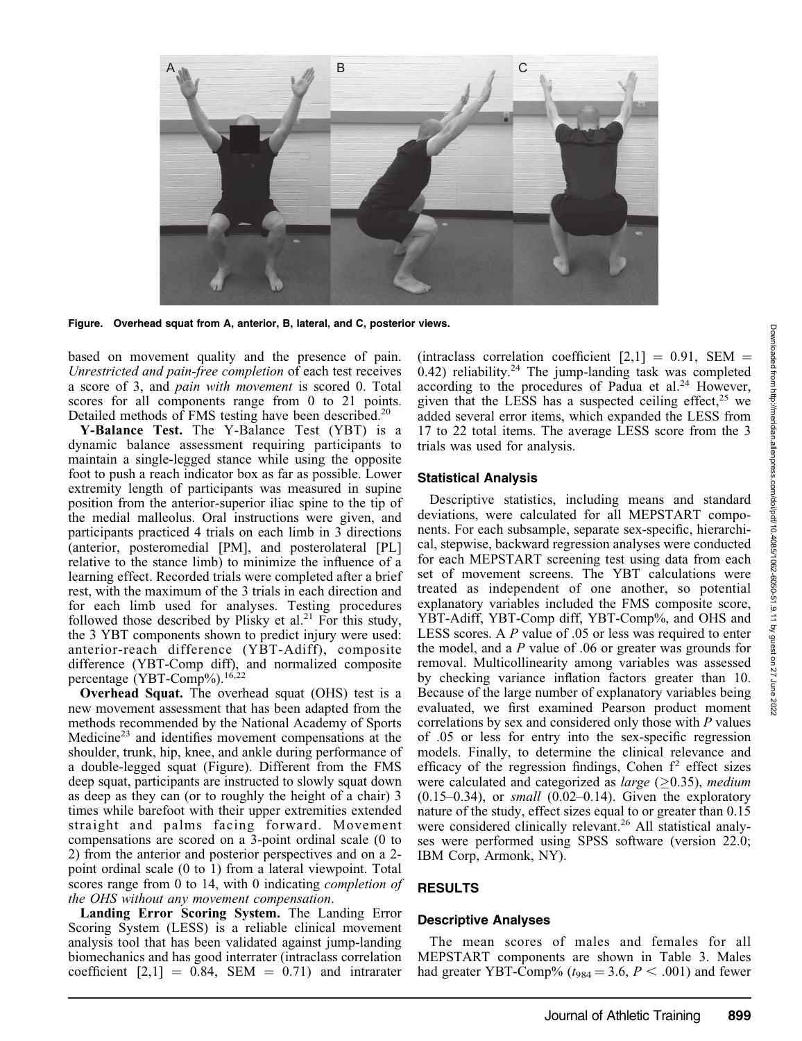Figure. Overhead squat from A, anterior, B, lateral, and C, posterior views.

based on movement quality and the presence of pain. *Unrestricted and pain-free completion* of each test receives a score of 3, and *pain with movement* is scored 0. Total scores for all components range from 0 to 21 points. Detailed methods of FMS testing have been described.[20]

**Y-Balance Test.** The Y-Balance Test (YBT) is a dynamic balance assessment requiring participants to maintain a single-legged stance while using the opposite foot to push a reach indicator box as far as possible. Lower extremity length of participants was measured in supine position from the anterior-superior iliac spine to the tip of the medial malleolus. Oral instructions were given, and participants practiced 4 trials on each limb in 3 directions (anterior, posteromedial [PM], and posterolateral [PL] relative to the stance limb) to minimize the influence of a learning effect. Recorded trials were completed after a brief rest, with the maximum of the 3 trials in each direction and for each limb used for analyses. Testing procedures followed those described by Plisky et al.[21] For this study, the 3 YBT components shown to predict injury were used: anterior-reach difference (YBT-Adiff), composite difference (YBT-Comp diff), and normalized composite percentage (YBT-Comp%).[16,22]

**Overhead Squat.** The overhead squat (OHS) test is a new movement assessment that has been adapted from the methods recommended by the National Academy of Sports Medicine[23] and identifies movement compensations at the shoulder, trunk, hip, knee, and ankle during performance of a double-legged squat (Figure). Different from the FMS deep squat, participants are instructed to slowly squat down as deep as they can (or to roughly the height of a chair) 3 times while barefoot with their upper extremities extended straight and palms facing forward. Movement compensations are scored on a 3-point ordinal scale (0 to 2) from the anterior and posterior perspectives and on a 2-point ordinal scale (0 to 1) from a lateral viewpoint. Total scores range from 0 to 14, with 0 indicating *completion of the OHS without any movement compensation*.

**Landing Error Scoring System.** The Landing Error Scoring System (LESS) is a reliable clinical movement analysis tool that has been validated against jump-landing biomechanics and has good interrater (intraclass correlation coefficient [2,1] = 0.84, SEM = 0.71) and intrarater (intraclass correlation coefficient [2,1] = 0.91, SEM = 0.42) reliability.[24] The jump-landing task was completed according to the procedures of Padua et al.[24] However, given that the LESS has a suspected ceiling effect,[25] we added several error items, which expanded the LESS from 17 to 22 total items. The average LESS score from the 3 trials was used for analysis.

### Statistical Analysis

Descriptive statistics, including means and standard deviations, were calculated for all MEPSTART components. For each subsample, separate sex-specific, hierarchical, stepwise, backward regression analyses were conducted for each MEPSTART screening test using data from each set of movement screens. The YBT calculations were treated as independent of one another, so potential explanatory variables included the FMS composite score, YBT-Adiff, YBT-Comp diff, YBT-Comp%, and OHS and LESS scores. A $P$ value of .05 or less was required to enter the model, and a $P$ value of .06 or greater was grounds for removal. Multicollinearity among variables was assessed by checking variance inflation factors greater than 10. Because of the large number of explanatory variables being evaluated, we first examined Pearson product moment correlations by sex and considered only those with $P$ values of .05 or less for entry into the sex-specific regression models. Finally, to determine the clinical relevance and efficacy of the regression findings, Cohen $f^2$ effect sizes were calculated and categorized as *large* ($\geq$0.35), *medium* (0.15–0.34), or *small* (0.02–0.14). Given the exploratory nature of the study, effect sizes equal to or greater than 0.15 were considered clinically relevant.[26] All statistical analyses were performed using SPSS software (version 22.0; IBM Corp, Armonk, NY).

## RESULTS

### Descriptive Analyses

The mean scores of males and females for all MEPSTART components are shown in Table 3. Males had greater YBT-Comp% ($t_{984} = 3.6$, $P < .001$) and fewer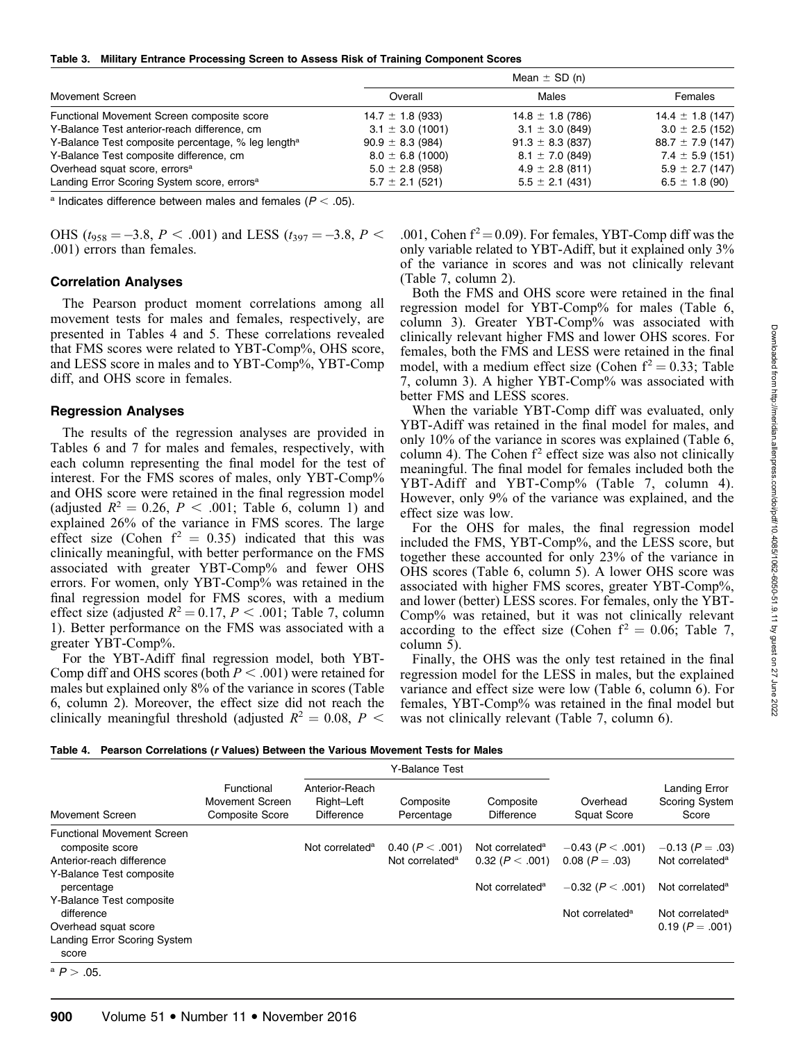**Table 3. Military Entrance Processing Screen to Assess Risk of Training Component Scores**

| Movement Screen | Mean ± SD (n) | | |
|---|---|---|---|
| | Overall | Males | Females |
| Functional Movement Screen composite score | 14.7 ± 1.8 (933) | 14.8 ± 1.8 (786) | 14.4 ± 1.8 (147) |
| Y-Balance Test anterior-reach difference, cm | 3.1 ± 3.0 (1001) | 3.1 ± 3.0 (849) | 3.0 ± 2.5 (152) |
| Y-Balance Test composite percentage, % leg length[a] | 90.9 ± 8.3 (984) | 91.3 ± 8.3 (837) | 88.7 ± 7.9 (147) |
| Y-Balance Test composite difference, cm | 8.0 ± 6.8 (1000) | 8.1 ± 7.0 (849) | 7.4 ± 5.9 (151) |
| Overhead squat score, errors[a] | 5.0 ± 2.8 (958) | 4.9 ± 2.8 (811) | 5.9 ± 2.7 (147) |
| Landing Error Scoring System score, errors[a] | 5.7 ± 2.1 (521) | 5.5 ± 2.1 (431) | 6.5 ± 1.8 (90) |

[a] Indicates difference between males and females ($P < .05$).

OHS ($t_{958} = -3.8$, $P < .001$) and LESS ($t_{397} = -3.8$, $P < .001$) errors than females.

### Correlation Analyses

The Pearson product moment correlations among all movement tests for males and females, respectively, are presented in Tables 4 and 5. These correlations revealed that FMS scores were related to YBT-Comp%, OHS score, and LESS score in males and to YBT-Comp%, YBT-Comp diff, and OHS score in females.

### Regression Analyses

The results of the regression analyses are provided in Tables 6 and 7 for males and females, respectively, with each column representing the final model for the test of interest. For the FMS scores of males, only YBT-Comp% and OHS score were retained in the final regression model (adjusted $R^2 = 0.26$, $P < .001$; Table 6, column 1) and explained 26% of the variance in FMS scores. The large effect size (Cohen $f^2 = 0.35$) indicated that this was clinically meaningful, with better performance on the FMS associated with greater YBT-Comp% and fewer OHS errors. For women, only YBT-Comp% was retained in the final regression model for FMS scores, with a medium effect size (adjusted $R^2 = 0.17$, $P < .001$; Table 7, column 1). Better performance on the FMS was associated with a greater YBT-Comp%.

For the YBT-Adiff final regression model, both YBT-Comp diff and OHS scores (both $P < .001$) were retained for males but explained only 8% of the variance in scores (Table 6, column 2). Moreover, the effect size did not reach the clinically meaningful threshold (adjusted $R^2 = 0.08$, $P < .001$, Cohen $f^2 = 0.09$). For females, YBT-Comp diff was the only variable related to YBT-Adiff, but it explained only 3% of the variance in scores and was not clinically relevant (Table 7, column 2).

Both the FMS and OHS score were retained in the final regression model for YBT-Comp% for males (Table 6, column 3). Greater YBT-Comp% was associated with clinically relevant higher FMS and lower OHS scores. For females, both the FMS and LESS were retained in the final model, with a medium effect size (Cohen $f^2 = 0.33$; Table 7, column 3). A higher YBT-Comp% was associated with better FMS and LESS scores.

When the variable YBT-Comp diff was evaluated, only YBT-Adiff was retained in the final model for males, and only 10% of the variance in scores was explained (Table 6, column 4). The Cohen $f^2$ effect size was also not clinically meaningful. The final model for females included both the YBT-Adiff and YBT-Comp% (Table 7, column 4). However, only 9% of the variance was explained, and the effect size was low.

For the OHS for males, the final regression model included the FMS, YBT-Comp%, and the LESS score, but together these accounted for only 23% of the variance in OHS scores (Table 6, column 5). A lower OHS score was associated with higher FMS scores, greater YBT-Comp%, and lower (better) LESS scores. For females, only the YBT-Comp% was retained, but it was not clinically relevant according to the effect size (Cohen $f^2 = 0.06$; Table 7, column 5).

Finally, the OHS was the only test retained in the final regression model for the LESS in males, but the explained variance and effect size were low (Table 6, column 6). For females, YBT-Comp% was retained in the final model but was not clinically relevant (Table 7, column 6).

**Table 4. Pearson Correlations (r Values) Between the Various Movement Tests for Males**

| Movement Screen | Functional Movement Screen Composite Score | Y-Balance Test: Anterior-Reach Right–Left Difference | Y-Balance Test: Composite Percentage | Y-Balance Test: Composite Difference | Overhead Squat Score | Landing Error Scoring System Score |
|---|---|---|---|---|---|---|
| Functional Movement Screen composite score | | Not correlated[a] | 0.40 ($P < .001$) | Not correlated[a] | −0.43 ($P < .001$) | −0.13 ($P = .03$) |
| Anterior-reach difference | | | Not correlated[a] | 0.32 ($P < .001$) | 0.08 ($P = .03$) | Not correlated[a] |
| Y-Balance Test composite percentage | | | | Not correlated[a] | −0.32 ($P < .001$) | Not correlated[a] |
| Y-Balance Test composite difference | | | | | Not correlated[a] | Not correlated[a] |
| Overhead squat score | | | | | | 0.19 ($P = .001$) |
| Landing Error Scoring System score | | | | | | |

[a] $P > .05$.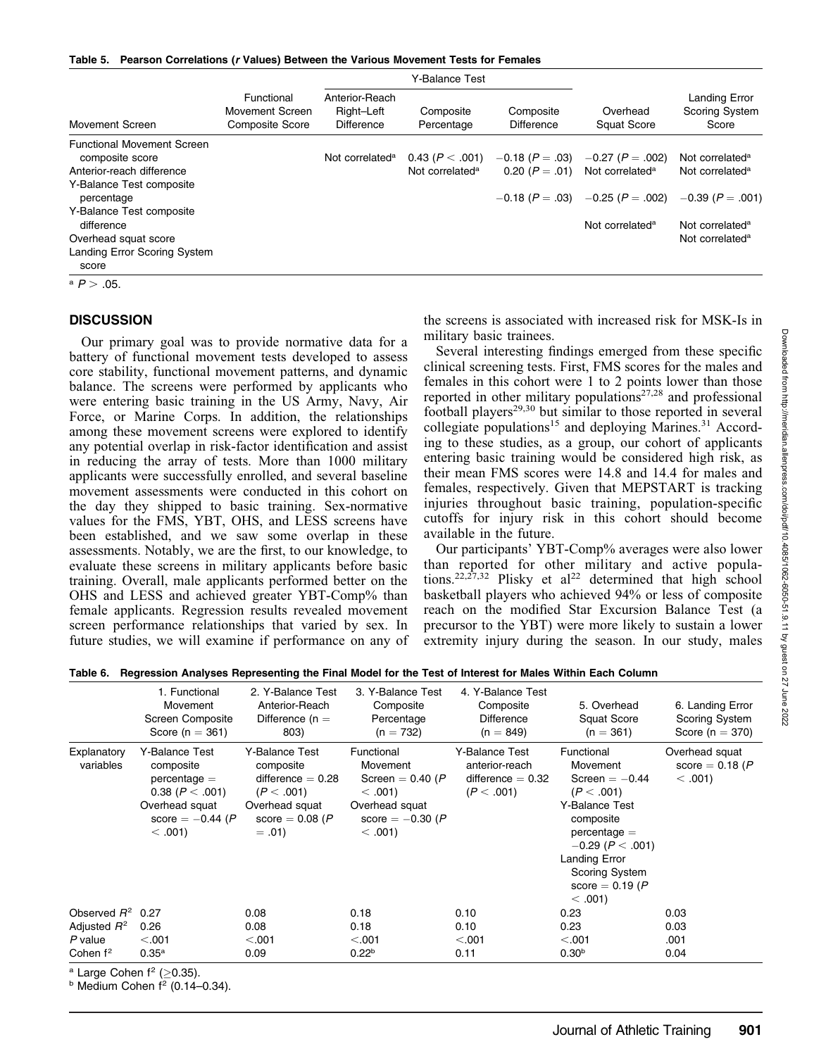**Table 5. Pearson Correlations (r Values) Between the Various Movement Tests for Females**

| Movement Screen | Functional Movement Screen Composite Score | Y-Balance Test: Anterior-Reach Right–Left Difference | Y-Balance Test: Composite Percentage | Y-Balance Test: Composite Difference | Overhead Squat Score | Landing Error Scoring System Score |
|---|---|---|---|---|---|---|
| Functional Movement Screen composite score | | Not correlated[a] | 0.43 ($P < .001$) | −0.18 ($P = .03$) | −0.27 ($P = .002$) | Not correlated[a] |
| Anterior-reach difference | | | Not correlated[a] | 0.20 ($P = .01$) | Not correlated[a] | Not correlated[a] |
| Y-Balance Test composite percentage | | | | −0.18 ($P = .03$) | −0.25 ($P = .002$) | −0.39 ($P = .001$) |
| Y-Balance Test composite difference | | | | | Not correlated[a] | Not correlated[a] |
| Overhead squat score | | | | | | Not correlated[a] |
| Landing Error Scoring System score | | | | | | |

[a] $P > .05$.

## DISCUSSION

Our primary goal was to provide normative data for a battery of functional movement tests developed to assess core stability, functional movement patterns, and dynamic balance. The screens were performed by applicants who were entering basic training in the US Army, Navy, Air Force, or Marine Corps. In addition, the relationships among these movement screens were explored to identify any potential overlap in risk-factor identification and assist in reducing the array of tests. More than 1000 military applicants were successfully enrolled, and several baseline movement assessments were conducted in this cohort on the day they shipped to basic training. Sex-normative values for the FMS, YBT, OHS, and LESS screens have been established, and we saw some overlap in these assessments. Notably, we are the first, to our knowledge, to evaluate these screens in military applicants before basic training. Overall, male applicants performed better on the OHS and LESS and achieved greater YBT-Comp% than female applicants. Regression results revealed movement screen performance relationships that varied by sex. In future studies, we will examine if performance on any of the screens is associated with increased risk for MSK-Is in military basic trainees.

Several interesting findings emerged from these specific clinical screening tests. First, FMS scores for the males and females in this cohort were 1 to 2 points lower than those reported in other military populations[27,28] and professional football players[29,30] but similar to those reported in several collegiate populations[15] and deploying Marines.[31] According to these studies, as a group, our cohort of applicants entering basic training would be considered high risk, as their mean FMS scores were 14.8 and 14.4 for males and females, respectively. Given that MEPSTART is tracking injuries throughout basic training, population-specific cutoffs for injury risk in this cohort should become available in the future.

Our participants' YBT-Comp% averages were also lower than reported for other military and active populations.[22,27,32] Plisky et al[22] determined that high school basketball players who achieved 94% or less of composite reach on the modified Star Excursion Balance Test (a precursor to the YBT) were more likely to sustain a lower extremity injury during the season. In our study, males

**Table 6. Regression Analyses Representing the Final Model for the Test of Interest for Males Within Each Column**

| | 1. Functional Movement Screen Composite Score (n = 361) | 2. Y-Balance Test Anterior-Reach Difference (n = 803) | 3. Y-Balance Test Composite Percentage (n = 732) | 4. Y-Balance Test Composite Difference (n = 849) | 5. Overhead Squat Score (n = 361) | 6. Landing Error Scoring System Score (n = 370) |
|---|---|---|---|---|---|---|
| Explanatory variables | Y-Balance Test composite percentage = 0.38 ($P < .001$); Overhead squat score = −0.44 ($P < .001$) | Y-Balance Test composite difference = 0.28 ($P < .001$); Overhead squat score = 0.08 ($P = .01$) | Functional Movement Screen = 0.40 ($P < .001$); Overhead squat score = −0.30 ($P < .001$) | Y-Balance Test anterior-reach difference = 0.32 ($P < .001$) | Functional Movement Screen = −0.44 ($P < .001$); Y-Balance Test composite percentage = −0.29 ($P < .001$); Landing Error Scoring System score = 0.19 ($P < .001$) | Overhead squat score = 0.18 ($P < .001$) |
| Observed $R^2$ | 0.27 | 0.08 | 0.18 | 0.10 | 0.23 | 0.03 |
| Adjusted $R^2$ | 0.26 | 0.08 | 0.18 | 0.10 | 0.23 | 0.03 |
| $P$ value | <.001 | <.001 | <.001 | <.001 | <.001 | .001 |
| Cohen $f^2$ | 0.35[a] | 0.09 | 0.22[b] | 0.11 | 0.30[b] | 0.04 |

[a] Large Cohen $f^2$ (≥0.35).
[b] Medium Cohen $f^2$ (0.14–0.34).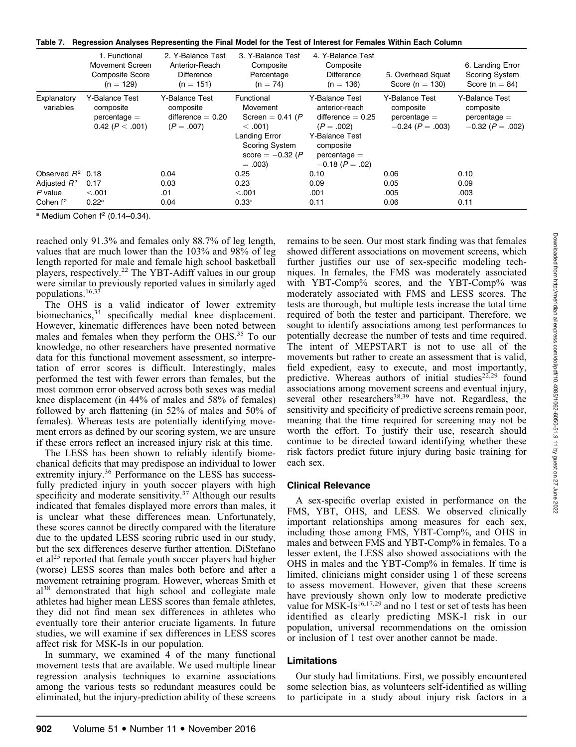**Table 7. Regression Analyses Representing the Final Model for the Test of Interest for Females Within Each Column**

| | 1. Functional Movement Screen Composite Score (n = 129) | 2. Y-Balance Test Anterior-Reach Difference (n = 151) | 3. Y-Balance Test Composite Percentage (n = 74) | 4. Y-Balance Test Composite Difference (n = 136) | 5. Overhead Squat Score (n = 130) | 6. Landing Error Scoring System Score (n = 84) |
|---|---|---|---|---|---|---|
| Explanatory variables | Y-Balance Test composite percentage = 0.42 ($P < .001$) | Y-Balance Test composite difference = 0.20 ($P = .007$) | Functional Movement Screen = 0.41 ($P < .001$) Landing Error Scoring System score = −0.32 ($P = .003$) | Y-Balance Test anterior-reach difference = 0.25 ($P = .002$) Y-Balance Test composite percentage = −0.18 ($P = .02$) | Y-Balance Test composite percentage = −0.24 ($P = .003$) | Y-Balance Test composite percentage = −0.32 ($P = .002$) |
| Observed $R^2$ | 0.18 | 0.04 | 0.25 | 0.10 | 0.06 | 0.10 |
| Adjusted $R^2$ | 0.17 | 0.03 | 0.23 | 0.09 | 0.05 | 0.09 |
| $P$ value | <.001 | .01 | <.001 | .001 | .005 | .003 |
| Cohen $f^2$ | 0.22[a] | 0.04 | 0.33[a] | 0.11 | 0.06 | 0.11 |

[a] Medium Cohen $f^2$ (0.14–0.34).

reached only 91.3% and females only 88.7% of leg length, values that are much lower than the 103% and 98% of leg length reported for male and female high school basketball players, respectively.[22] The YBT-Adiff values in our group were similar to previously reported values in similarly aged populations.[16,33]

The OHS is a valid indicator of lower extremity biomechanics,[34] specifically medial knee displacement. However, kinematic differences have been noted between males and females when they perform the OHS.[35] To our knowledge, no other researchers have presented normative data for this functional movement assessment, so interpretation of error scores is difficult. Interestingly, males performed the test with fewer errors than females, but the most common error observed across both sexes was medial knee displacement (in 44% of males and 58% of females) followed by arch flattening (in 52% of males and 50% of females). Whereas tests are potentially identifying movement errors as defined by our scoring system, we are unsure if these errors reflect an increased injury risk at this time.

The LESS has been shown to reliably identify biomechanical deficits that may predispose an individual to lower extremity injury.[36] Performance on the LESS has successfully predicted injury in youth soccer players with high specificity and moderate sensitivity.[37] Although our results indicated that females displayed more errors than males, it is unclear what these differences mean. Unfortunately, these scores cannot be directly compared with the literature due to the updated LESS scoring rubric used in our study, but the sex differences deserve further attention. DiStefano et al[25] reported that female youth soccer players had higher (worse) LESS scores than males both before and after a movement retraining program. However, whereas Smith et al[38] demonstrated that high school and collegiate male athletes had higher mean LESS scores than female athletes, they did not find mean sex differences in athletes who eventually tore their anterior cruciate ligaments. In future studies, we will examine if sex differences in LESS scores affect risk for MSK-Is in our population.

In summary, we examined 4 of the many functional movement tests that are available. We used multiple linear regression analysis techniques to examine associations among the various tests so redundant measures could be eliminated, but the injury-prediction ability of these screens remains to be seen. Our most stark finding was that females showed different associations on movement screens, which further justifies our use of sex-specific modeling techniques. In females, the FMS was moderately associated with YBT-Comp% scores, and the YBT-Comp% was moderately associated with FMS and LESS scores. The tests are thorough, but multiple tests increase the total time required of both the tester and participant. Therefore, we sought to identify associations among test performances to potentially decrease the number of tests and time required. The intent of MEPSTART is not to use all of the movements but rather to create an assessment that is valid, field expedient, easy to execute, and most importantly, predictive. Whereas authors of initial studies[22,29] found associations among movement screens and eventual injury, several other researchers[38,39] have not. Regardless, the sensitivity and specificity of predictive screens remain poor, meaning that the time required for screening may not be worth the effort. To justify their use, research should continue to be directed toward identifying whether these risk factors predict future injury during basic training for each sex.

## Clinical Relevance

A sex-specific overlap existed in performance on the FMS, YBT, OHS, and LESS. We observed clinically important relationships among measures for each sex, including those among FMS, YBT-Comp%, and OHS in males and between FMS and YBT-Comp% in females. To a lesser extent, the LESS also showed associations with the OHS in males and the YBT-Comp% in females. If time is limited, clinicians might consider using 1 of these screens to assess movement. However, given that these screens have previously shown only low to moderate predictive value for MSK-Is[16,17,29] and no 1 test or set of tests has been identified as clearly predicting MSK-I risk in our population, universal recommendations on the omission or inclusion of 1 test over another cannot be made.

## Limitations

Our study had limitations. First, we possibly encountered some selection bias, as volunteers self-identified as willing to participate in a study about injury risk factors in a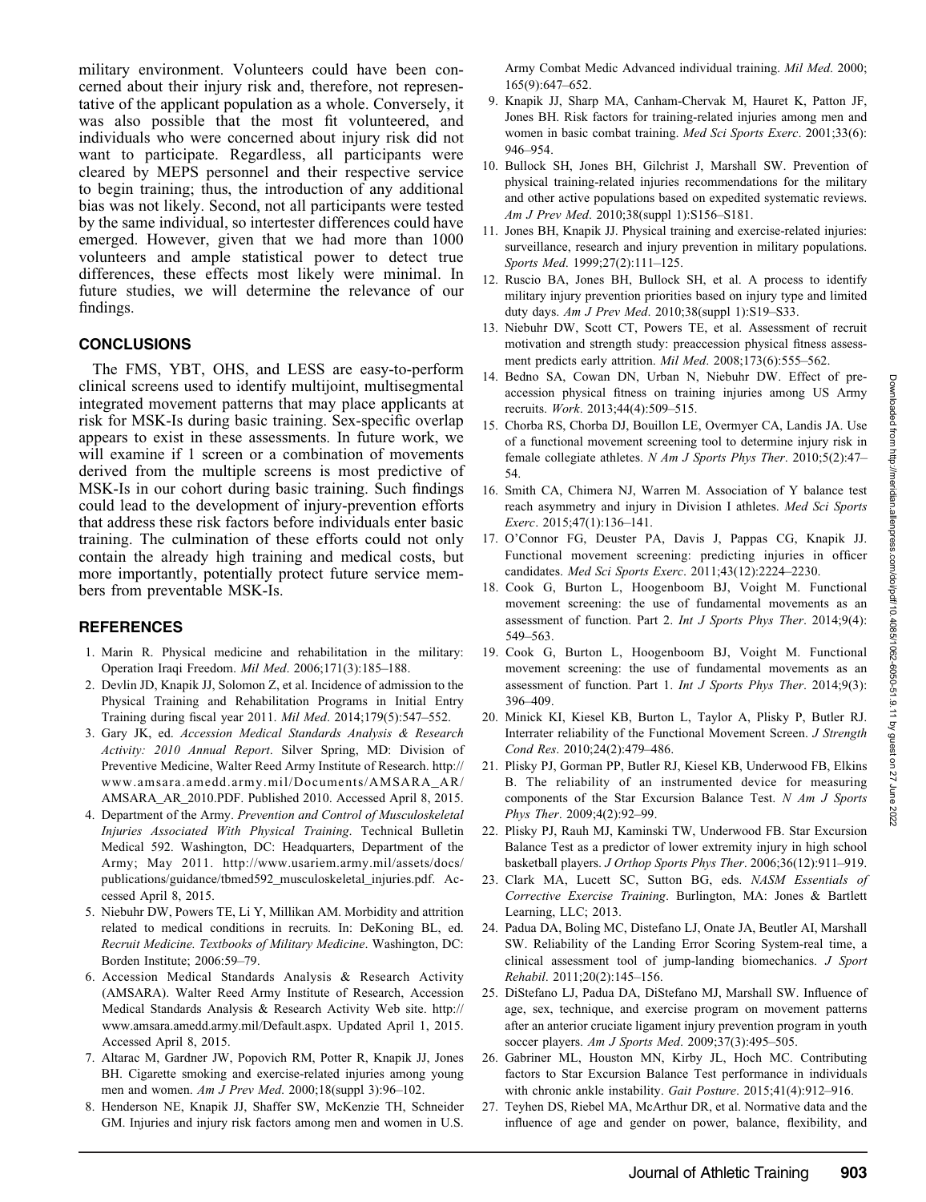military environment. Volunteers could have been concerned about their injury risk and, therefore, not representative of the applicant population as a whole. Conversely, it was also possible that the most fit volunteered, and individuals who were concerned about injury risk did not want to participate. Regardless, all participants were cleared by MEPS personnel and their respective service to begin training; thus, the introduction of any additional bias was not likely. Second, not all participants were tested by the same individual, so intertester differences could have emerged. However, given that we had more than 1000 volunteers and ample statistical power to detect true differences, these effects most likely were minimal. In future studies, we will determine the relevance of our findings.

## CONCLUSIONS

The FMS, YBT, OHS, and LESS are easy-to-perform clinical screens used to identify multijoint, multisegmental integrated movement patterns that may place applicants at risk for MSK-Is during basic training. Sex-specific overlap appears to exist in these assessments. In future work, we will examine if 1 screen or a combination of movements derived from the multiple screens is most predictive of MSK-Is in our cohort during basic training. Such findings could lead to the development of injury-prevention efforts that address these risk factors before individuals enter basic training. The culmination of these efforts could not only contain the already high training and medical costs, but more importantly, potentially protect future service members from preventable MSK-Is.

## REFERENCES

1. Marin R. Physical medicine and rehabilitation in the military: Operation Iraqi Freedom. *Mil Med*. 2006;171(3):185–188.
2. Devlin JD, Knapik JJ, Solomon Z, et al. Incidence of admission to the Physical Training and Rehabilitation Programs in Initial Entry Training during fiscal year 2011. *Mil Med*. 2014;179(5):547–552.
3. Gary JK, ed. *Accession Medical Standards Analysis & Research Activity: 2010 Annual Report*. Silver Spring, MD: Division of Preventive Medicine, Walter Reed Army Institute of Research. http://www.amsara.amedd.army.mil/Documents/AMSARA_AR/AMSARA_AR_2010.PDF. Published 2010. Accessed April 8, 2015.
4. Department of the Army. *Prevention and Control of Musculoskeletal Injuries Associated With Physical Training*. Technical Bulletin Medical 592. Washington, DC: Headquarters, Department of the Army; May 2011. http://www.usariem.army.mil/assets/docs/publications/guidance/tbmed592_musculoskeletal_injuries.pdf. Accessed April 8, 2015.
5. Niebuhr DW, Powers TE, Li Y, Millikan AM. Morbidity and attrition related to medical conditions in recruits. In: DeKoning BL, ed. *Recruit Medicine. Textbooks of Military Medicine*. Washington, DC: Borden Institute; 2006:59–79.
6. Accession Medical Standards Analysis & Research Activity (AMSARA). Walter Reed Army Institute of Research, Accession Medical Standards Analysis & Research Activity Web site. http://www.amsara.amedd.army.mil/Default.aspx. Updated April 1, 2015. Accessed April 8, 2015.
7. Altarac M, Gardner JW, Popovich RM, Potter R, Knapik JJ, Jones BH. Cigarette smoking and exercise-related injuries among young men and women. *Am J Prev Med*. 2000;18(suppl 3):96–102.
8. Henderson NE, Knapik JJ, Shaffer SW, McKenzie TH, Schneider GM. Injuries and injury risk factors among men and women in U.S. Army Combat Medic Advanced individual training. *Mil Med*. 2000;165(9):647–652.
9. Knapik JJ, Sharp MA, Canham-Chervak M, Hauret K, Patton JF, Jones BH. Risk factors for training-related injuries among men and women in basic combat training. *Med Sci Sports Exerc*. 2001;33(6):946–954.
10. Bullock SH, Jones BH, Gilchrist J, Marshall SW. Prevention of physical training-related injuries recommendations for the military and other active populations based on expedited systematic reviews. *Am J Prev Med*. 2010;38(suppl 1):S156–S181.
11. Jones BH, Knapik JJ. Physical training and exercise-related injuries: surveillance, research and injury prevention in military populations. *Sports Med*. 1999;27(2):111–125.
12. Ruscio BA, Jones BH, Bullock SH, et al. A process to identify military injury prevention priorities based on injury type and limited duty days. *Am J Prev Med*. 2010;38(suppl 1):S19–S33.
13. Niebuhr DW, Scott CT, Powers TE, et al. Assessment of recruit motivation and strength study: preaccession physical fitness assessment predicts early attrition. *Mil Med*. 2008;173(6):555–562.
14. Bedno SA, Cowan DN, Urban N, Niebuhr DW. Effect of pre-accession physical fitness on training injuries among US Army recruits. *Work*. 2013;44(4):509–515.
15. Chorba RS, Chorba DJ, Bouillon LE, Overmyer CA, Landis JA. Use of a functional movement screening tool to determine injury risk in female collegiate athletes. *N Am J Sports Phys Ther*. 2010;5(2):47–54.
16. Smith CA, Chimera NJ, Warren M. Association of Y balance test reach asymmetry and injury in Division I athletes. *Med Sci Sports Exerc*. 2015;47(1):136–141.
17. O'Connor FG, Deuster PA, Davis J, Pappas CG, Knapik JJ. Functional movement screening: predicting injuries in officer candidates. *Med Sci Sports Exerc*. 2011;43(12):2224–2230.
18. Cook G, Burton L, Hoogenboom BJ, Voight M. Functional movement screening: the use of fundamental movements as an assessment of function. Part 2. *Int J Sports Phys Ther*. 2014;9(4):549–563.
19. Cook G, Burton L, Hoogenboom BJ, Voight M. Functional movement screening: the use of fundamental movements as an assessment of function. Part 1. *Int J Sports Phys Ther*. 2014;9(3):396–409.
20. Minick KI, Kiesel KB, Burton L, Taylor A, Plisky P, Butler RJ. Interrater reliability of the Functional Movement Screen. *J Strength Cond Res*. 2010;24(2):479–486.
21. Plisky PJ, Gorman PP, Butler RJ, Kiesel KB, Underwood FB, Elkins B. The reliability of an instrumented device for measuring components of the Star Excursion Balance Test. *N Am J Sports Phys Ther*. 2009;4(2):92–99.
22. Plisky PJ, Rauh MJ, Kaminski TW, Underwood FB. Star Excursion Balance Test as a predictor of lower extremity injury in high school basketball players. *J Orthop Sports Phys Ther*. 2006;36(12):911–919.
23. Clark MA, Lucett SC, Sutton BG, eds. *NASM Essentials of Corrective Exercise Training*. Burlington, MA: Jones & Bartlett Learning, LLC; 2013.
24. Padua DA, Boling MC, Distefano LJ, Onate JA, Beutler AI, Marshall SW. Reliability of the Landing Error Scoring System-real time, a clinical assessment tool of jump-landing biomechanics. *J Sport Rehabil*. 2011;20(2):145–156.
25. DiStefano LJ, Padua DA, DiStefano MJ, Marshall SW. Influence of age, sex, technique, and exercise program on movement patterns after an anterior cruciate ligament injury prevention program in youth soccer players. *Am J Sports Med*. 2009;37(3):495–505.
26. Gabriner ML, Houston MN, Kirby JL, Hoch MC. Contributing factors to Star Excursion Balance Test performance in individuals with chronic ankle instability. *Gait Posture*. 2015;41(4):912–916.
27. Teyhen DS, Riebel MA, McArthur DR, et al. Normative data and the influence of age and gender on power, balance, flexibility, and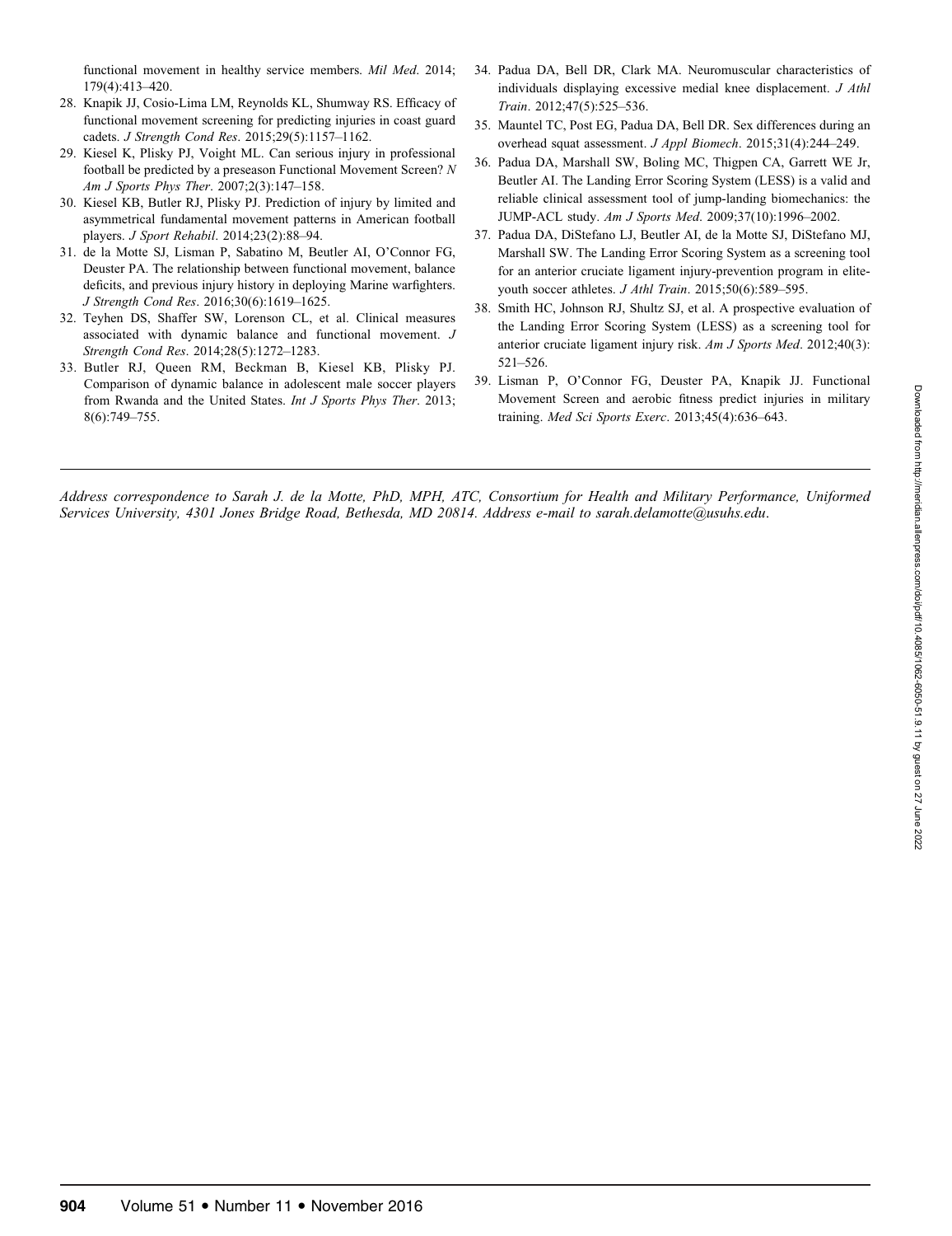functional movement in healthy service members. *Mil Med*. 2014; 179(4):413–420.

28. Knapik JJ, Cosio-Lima LM, Reynolds KL, Shumway RS. Efficacy of functional movement screening for predicting injuries in coast guard cadets. *J Strength Cond Res*. 2015;29(5):1157–1162.
29. Kiesel K, Plisky PJ, Voight ML. Can serious injury in professional football be predicted by a preseason Functional Movement Screen? *N Am J Sports Phys Ther*. 2007;2(3):147–158.
30. Kiesel KB, Butler RJ, Plisky PJ. Prediction of injury by limited and asymmetrical fundamental movement patterns in American football players. *J Sport Rehabil*. 2014;23(2):88–94.
31. de la Motte SJ, Lisman P, Sabatino M, Beutler AI, O'Connor FG, Deuster PA. The relationship between functional movement, balance deficits, and previous injury history in deploying Marine warfighters. *J Strength Cond Res*. 2016;30(6):1619–1625.
32. Teyhen DS, Shaffer SW, Lorenson CL, et al. Clinical measures associated with dynamic balance and functional movement. *J Strength Cond Res*. 2014;28(5):1272–1283.
33. Butler RJ, Queen RM, Beckman B, Kiesel KB, Plisky PJ. Comparison of dynamic balance in adolescent male soccer players from Rwanda and the United States. *Int J Sports Phys Ther*. 2013; 8(6):749–755.
34. Padua DA, Bell DR, Clark MA. Neuromuscular characteristics of individuals displaying excessive medial knee displacement. *J Athl Train*. 2012;47(5):525–536.
35. Mauntel TC, Post EG, Padua DA, Bell DR. Sex differences during an overhead squat assessment. *J Appl Biomech*. 2015;31(4):244–249.
36. Padua DA, Marshall SW, Boling MC, Thigpen CA, Garrett WE Jr, Beutler AI. The Landing Error Scoring System (LESS) is a valid and reliable clinical assessment tool of jump-landing biomechanics: the JUMP-ACL study. *Am J Sports Med*. 2009;37(10):1996–2002.
37. Padua DA, DiStefano LJ, Beutler AI, de la Motte SJ, DiStefano MJ, Marshall SW. The Landing Error Scoring System as a screening tool for an anterior cruciate ligament injury-prevention program in elite-youth soccer athletes. *J Athl Train*. 2015;50(6):589–595.
38. Smith HC, Johnson RJ, Shultz SJ, et al. A prospective evaluation of the Landing Error Scoring System (LESS) as a screening tool for anterior cruciate ligament injury risk. *Am J Sports Med*. 2012;40(3): 521–526.
39. Lisman P, O'Connor FG, Deuster PA, Knapik JJ. Functional Movement Screen and aerobic fitness predict injuries in military training. *Med Sci Sports Exerc*. 2013;45(4):636–643.

---

*Address correspondence to Sarah J. de la Motte, PhD, MPH, ATC, Consortium for Health and Military Performance, Uniformed Services University, 4301 Jones Bridge Road, Bethesda, MD 20814. Address e-mail to sarah.delamotte@usuhs.edu.*